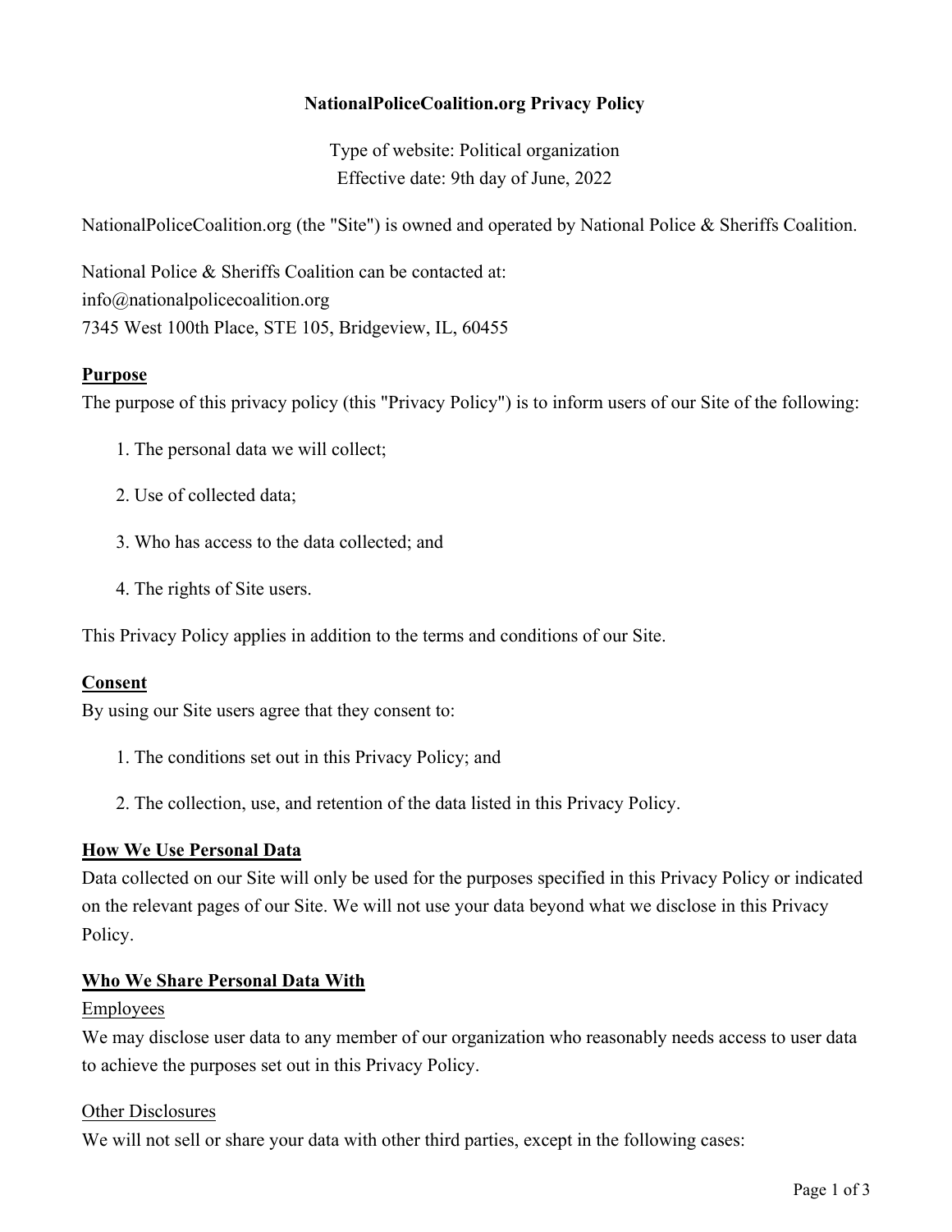**NationalPoliceCoalition.org Privacy Policy**

Type of website: Political organization
Effective date: 9th day of June, 2022

NationalPoliceCoalition.org (the "Site") is owned and operated by National Police & Sheriffs Coalition.

National Police & Sheriffs Coalition can be contacted at:
info@nationalpolicecoalition.org
7345 West 100th Place, STE 105, Bridgeview, IL, 60455

## Purpose

The purpose of this privacy policy (this "Privacy Policy") is to inform users of our Site of the following:

1. The personal data we will collect;
2. Use of collected data;
3. Who has access to the data collected; and
4. The rights of Site users.

This Privacy Policy applies in addition to the terms and conditions of our Site.

## Consent

By using our Site users agree that they consent to:

1. The conditions set out in this Privacy Policy; and
2. The collection, use, and retention of the data listed in this Privacy Policy.

## How We Use Personal Data

Data collected on our Site will only be used for the purposes specified in this Privacy Policy or indicated on the relevant pages of our Site. We will not use your data beyond what we disclose in this Privacy Policy.

## Who We Share Personal Data With

### Employees

We may disclose user data to any member of our organization who reasonably needs access to user data to achieve the purposes set out in this Privacy Policy.

### Other Disclosures

We will not sell or share your data with other third parties, except in the following cases: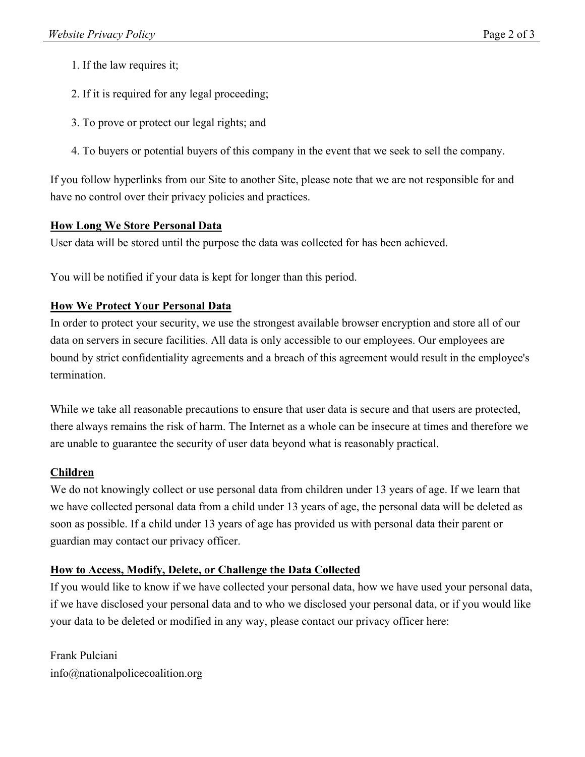1. If the law requires it;
2. If it is required for any legal proceeding;
3. To prove or protect our legal rights; and
4. To buyers or potential buyers of this company in the event that we seek to sell the company.

If you follow hyperlinks from our Site to another Site, please note that we are not responsible for and have no control over their privacy policies and practices.

**How Long We Store Personal Data**

User data will be stored until the purpose the data was collected for has been achieved.

You will be notified if your data is kept for longer than this period.

**How We Protect Your Personal Data**

In order to protect your security, we use the strongest available browser encryption and store all of our data on servers in secure facilities. All data is only accessible to our employees. Our employees are bound by strict confidentiality agreements and a breach of this agreement would result in the employee's termination.

While we take all reasonable precautions to ensure that user data is secure and that users are protected, there always remains the risk of harm. The Internet as a whole can be insecure at times and therefore we are unable to guarantee the security of user data beyond what is reasonably practical.

**Children**

We do not knowingly collect or use personal data from children under 13 years of age. If we learn that we have collected personal data from a child under 13 years of age, the personal data will be deleted as soon as possible. If a child under 13 years of age has provided us with personal data their parent or guardian may contact our privacy officer.

**How to Access, Modify, Delete, or Challenge the Data Collected**

If you would like to know if we have collected your personal data, how we have used your personal data, if we have disclosed your personal data and to who we disclosed your personal data, or if you would like your data to be deleted or modified in any way, please contact our privacy officer here:

Frank Pulciani
info@nationalpolicecoalition.org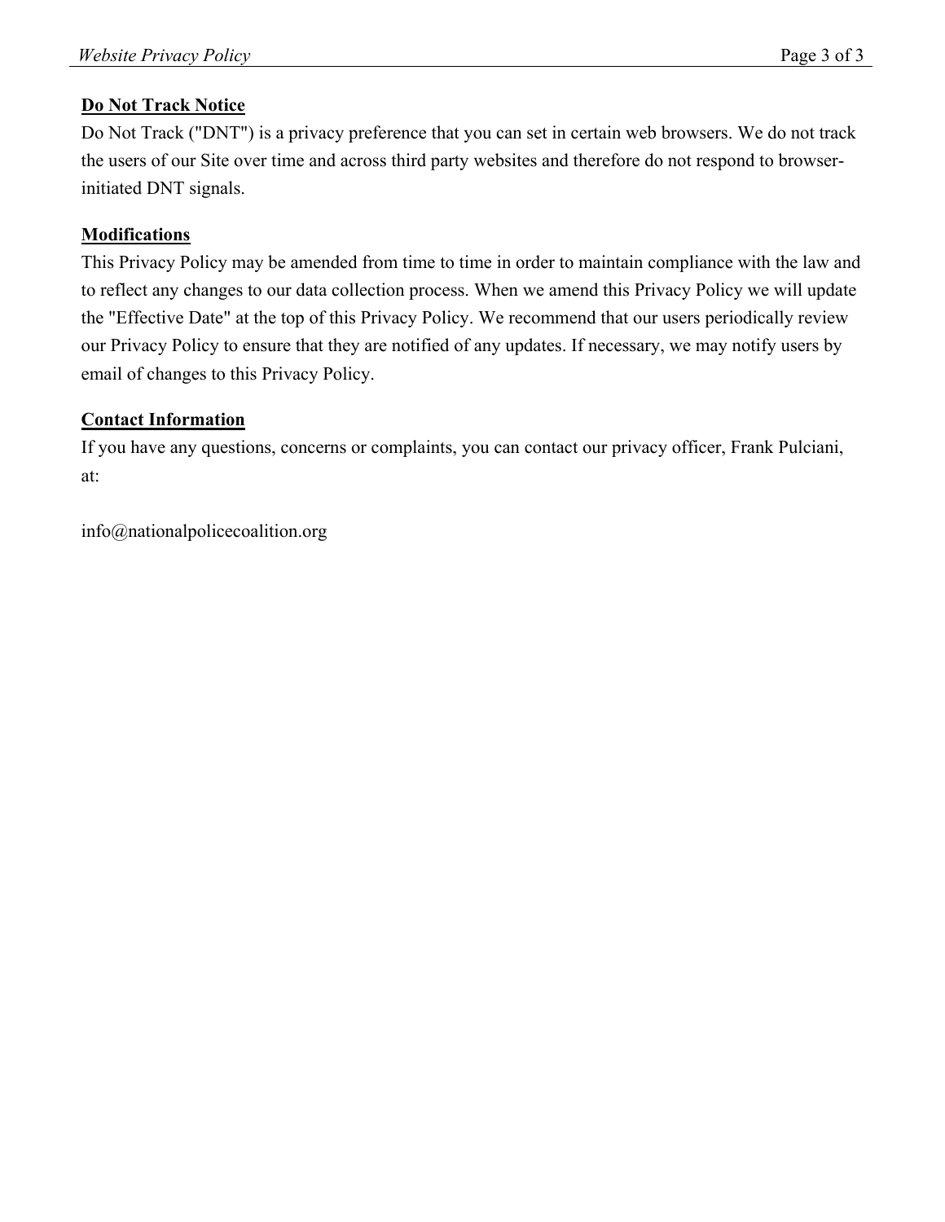**Do Not Track Notice**

Do Not Track ("DNT") is a privacy preference that you can set in certain web browsers. We do not track the users of our Site over time and across third party websites and therefore do not respond to browser-initiated DNT signals.

**Modifications**

This Privacy Policy may be amended from time to time in order to maintain compliance with the law and to reflect any changes to our data collection process. When we amend this Privacy Policy we will update the "Effective Date" at the top of this Privacy Policy. We recommend that our users periodically review our Privacy Policy to ensure that they are notified of any updates. If necessary, we may notify users by email of changes to this Privacy Policy.

**Contact Information**

If you have any questions, concerns or complaints, you can contact our privacy officer, Frank Pulciani, at:

info@nationalpolicecoalition.org